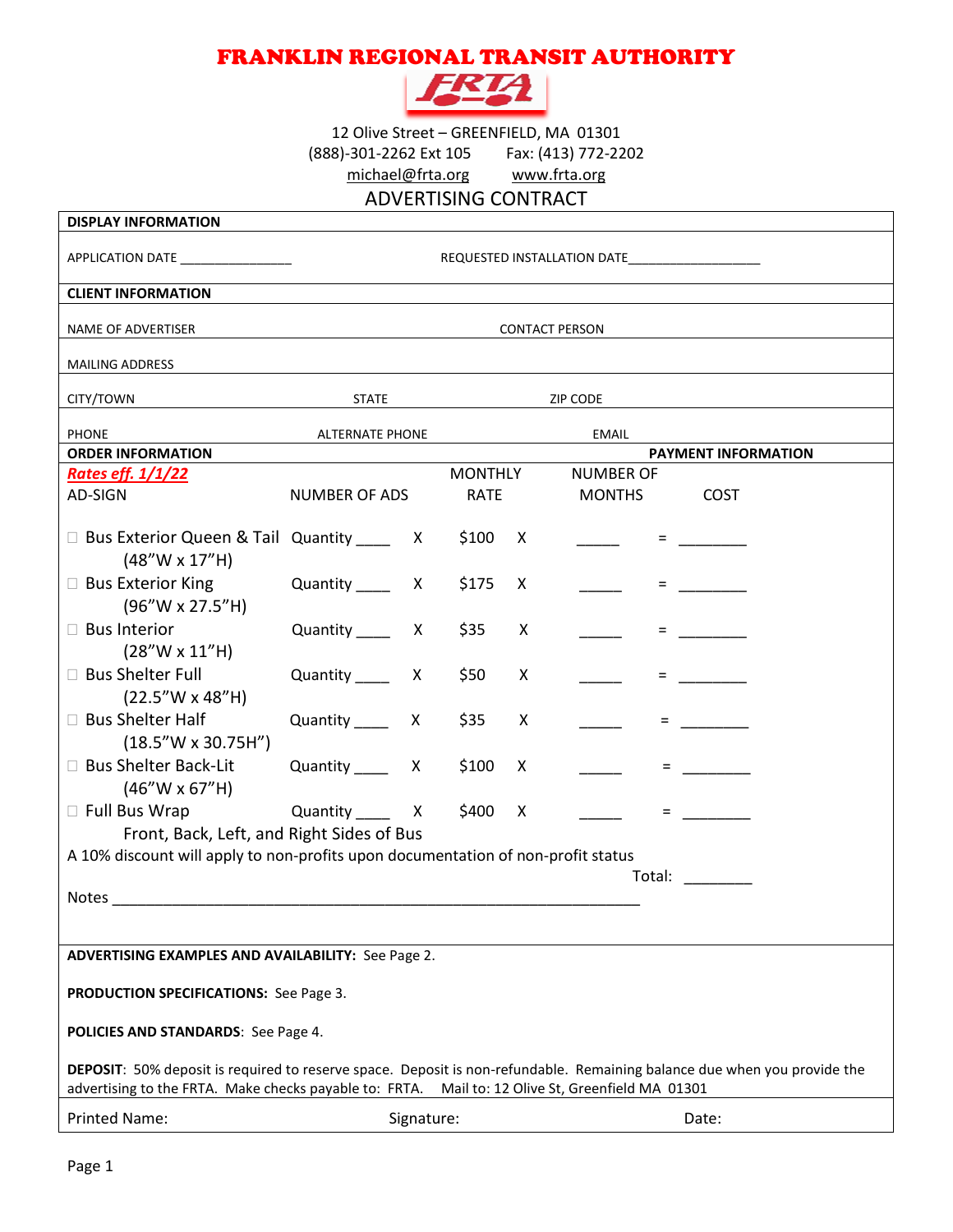# FRANKLIN REGIONAL TRANSIT AUTHORITY

12 Olive Street – GREENFIELD, MA 01301
(888)-301-2262 Ext 105     Fax: (413) 772-2202
michael@frta.org     www.frta.org

## ADVERTISING CONTRACT

**DISPLAY INFORMATION**

APPLICATION DATE _______________     REQUESTED INSTALLATION DATE_________________

**CLIENT INFORMATION**

NAME OF ADVERTISER     CONTACT PERSON

MAILING ADDRESS

CITY/TOWN     STATE     ZIP CODE

PHONE     ALTERNATE PHONE     EMAIL

**ORDER INFORMATION**     **PAYMENT INFORMATION**

*Rates eff. 1/1/22*

| AD-SIGN | NUMBER OF ADS | | MONTHLY RATE | | NUMBER OF MONTHS | | COST |
|---|---|---|---|---|---|---|---|
| ☐ Bus Exterior Queen & Tail (48"W x 17"H) | Quantity ____ | X | $100 | X | _____ | = | ________ |
| ☐ Bus Exterior King (96"W x 27.5"H) | Quantity ____ | X | $175 | X | _____ | = | ________ |
| ☐ Bus Interior (28"W x 11"H) | Quantity ____ | X | $35 | X | _____ | = | ________ |
| ☐ Bus Shelter Full (22.5"W x 48"H) | Quantity ____ | X | $50 | X | _____ | = | ________ |
| ☐ Bus Shelter Half (18.5"W x 30.75H") | Quantity ____ | X | $35 | X | _____ | = | ________ |
| ☐ Bus Shelter Back-Lit (46"W x 67"H) | Quantity ____ | X | $100 | X | _____ | = | ________ |
| ☐ Full Bus Wrap Front, Back, Left, and Right Sides of Bus | Quantity ____ | X | $400 | X | _____ | = | ________ |

A 10% discount will apply to non-profits upon documentation of non-profit status

Total: ________

Notes ___________________________________________________________________

**ADVERTISING EXAMPLES AND AVAILABILITY:** See Page 2.

**PRODUCTION SPECIFICATIONS:** See Page 3.

**POLICIES AND STANDARDS**: See Page 4.

**DEPOSIT**: 50% deposit is required to reserve space. Deposit is non-refundable. Remaining balance due when you provide the advertising to the FRTA. Make checks payable to: FRTA. Mail to: 12 Olive St, Greenfield MA 01301

Printed Name:     Signature:     Date: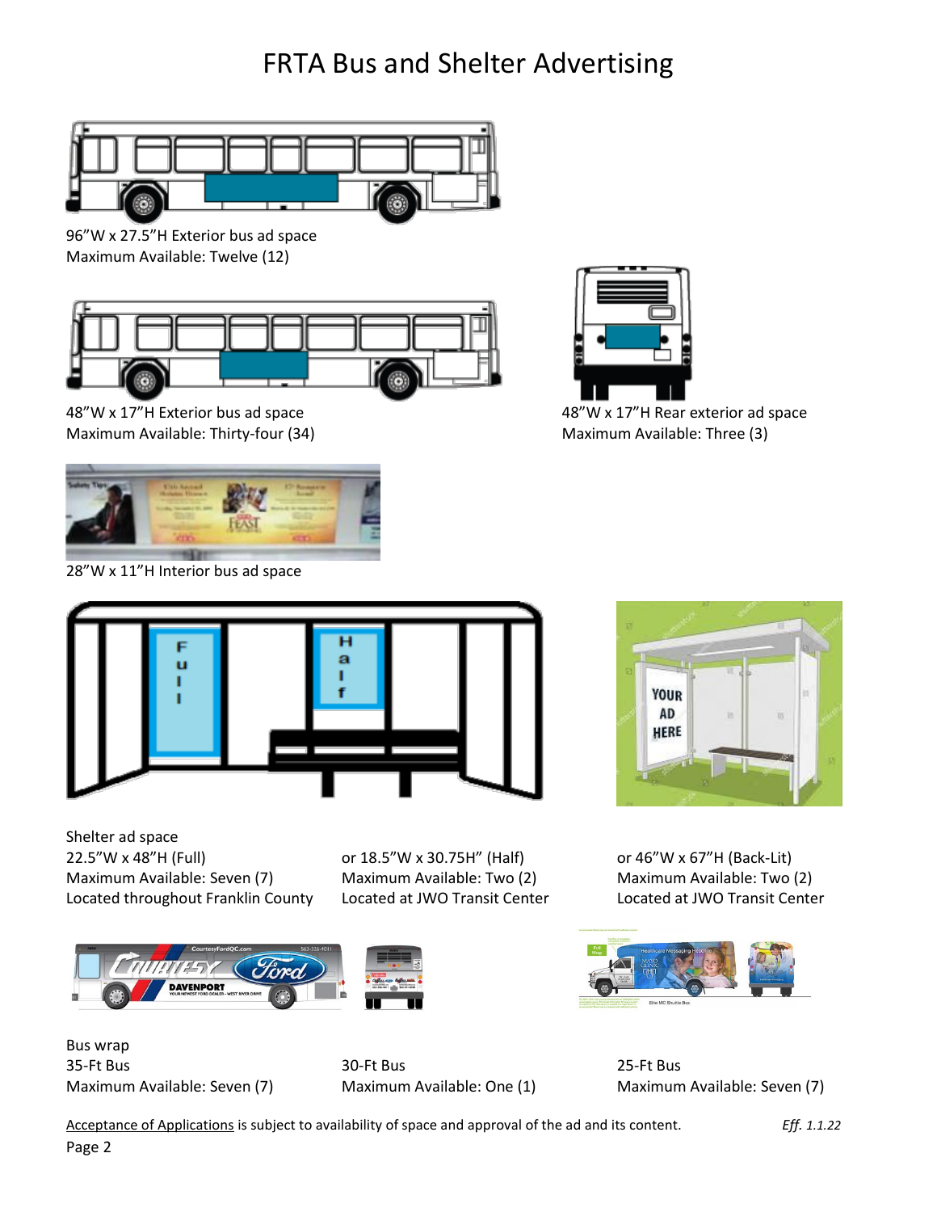# FRTA Bus and Shelter Advertising

96"W x 27.5"H Exterior bus ad space
Maximum Available: Twelve (12)

48"W x 17"H Exterior bus ad space
Maximum Available: Thirty-four (34)

48"W x 17"H Rear exterior ad space
Maximum Available: Three (3)

28"W x 11"H Interior bus ad space

Shelter ad space

22.5"W x 48"H (Full)
Maximum Available: Seven (7)
Located throughout Franklin County

or 18.5"W x 30.75H" (Half)
Maximum Available: Two (2)
Located at JWO Transit Center

or 46"W x 67"H (Back-Lit)
Maximum Available: Two (2)
Located at JWO Transit Center

Bus wrap

35-Ft Bus
Maximum Available: Seven (7)

30-Ft Bus
Maximum Available: One (1)

25-Ft Bus
Maximum Available: Seven (7)

Acceptance of Applications is subject to availability of space and approval of the ad and its content. *Eff. 1.1.22*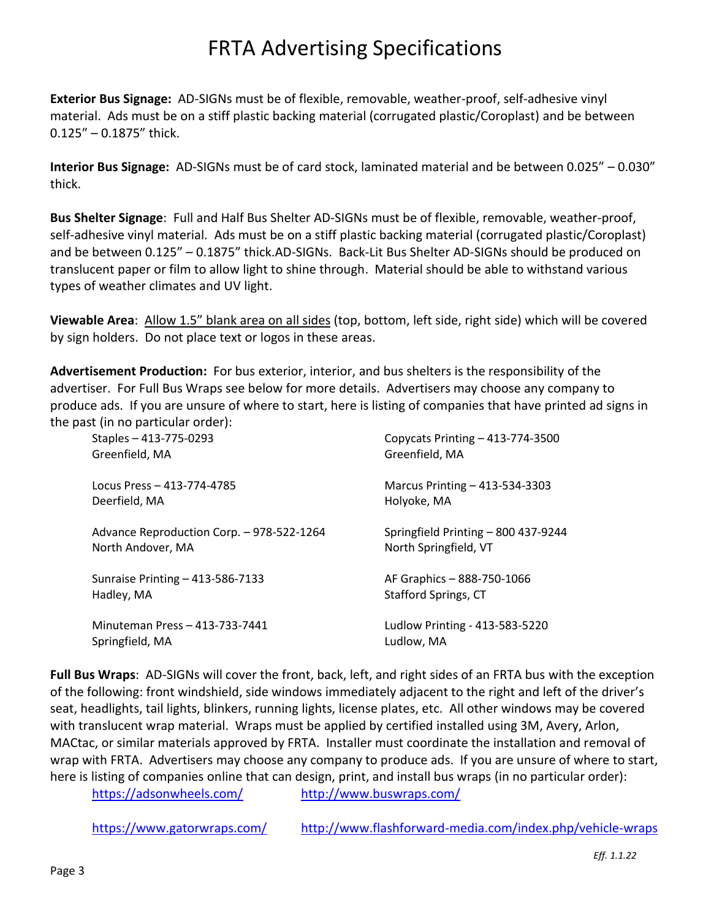# FRTA Advertising Specifications

**Exterior Bus Signage:** AD-SIGNs must be of flexible, removable, weather-proof, self-adhesive vinyl material. Ads must be on a stiff plastic backing material (corrugated plastic/Coroplast) and be between 0.125" – 0.1875" thick.

**Interior Bus Signage:** AD-SIGNs must be of card stock, laminated material and be between 0.025" – 0.030" thick.

**Bus Shelter Signage**: Full and Half Bus Shelter AD-SIGNs must be of flexible, removable, weather-proof, self-adhesive vinyl material. Ads must be on a stiff plastic backing material (corrugated plastic/Coroplast) and be between 0.125" – 0.1875" thick.AD-SIGNs. Back-Lit Bus Shelter AD-SIGNs should be produced on translucent paper or film to allow light to shine through. Material should be able to withstand various types of weather climates and UV light.

**Viewable Area**: Allow 1.5" blank area on all sides (top, bottom, left side, right side) which will be covered by sign holders. Do not place text or logos in these areas.

**Advertisement Production:** For bus exterior, interior, and bus shelters is the responsibility of the advertiser. For Full Bus Wraps see below for more details. Advertisers may choose any company to produce ads. If you are unsure of where to start, here is listing of companies that have printed ad signs in the past (in no particular order):

Staples – 413-775-0293
Greenfield, MA

Copycats Printing – 413-774-3500
Greenfield, MA

Locus Press – 413-774-4785
Deerfield, MA

Marcus Printing – 413-534-3303
Holyoke, MA

Advance Reproduction Corp. – 978-522-1264
North Andover, MA

Springfield Printing – 800 437-9244
North Springfield, VT

Sunraise Printing – 413-586-7133
Hadley, MA

AF Graphics – 888-750-1066
Stafford Springs, CT

Minuteman Press – 413-733-7441
Springfield, MA

Ludlow Printing - 413-583-5220
Ludlow, MA

**Full Bus Wraps**: AD-SIGNs will cover the front, back, left, and right sides of an FRTA bus with the exception of the following: front windshield, side windows immediately adjacent to the right and left of the driver's seat, headlights, tail lights, blinkers, running lights, license plates, etc. All other windows may be covered with translucent wrap material. Wraps must be applied by certified installed using 3M, Avery, Arlon, MACtac, or similar materials approved by FRTA. Installer must coordinate the installation and removal of wrap with FRTA. Advertisers may choose any company to produce ads. If you are unsure of where to start, here is listing of companies online that can design, print, and install bus wraps (in no particular order):

https://adsonwheels.com/

http://www.buswraps.com/

https://www.gatorwraps.com/

http://www.flashforward-media.com/index.php/vehicle-wraps

*Eff. 1.1.22*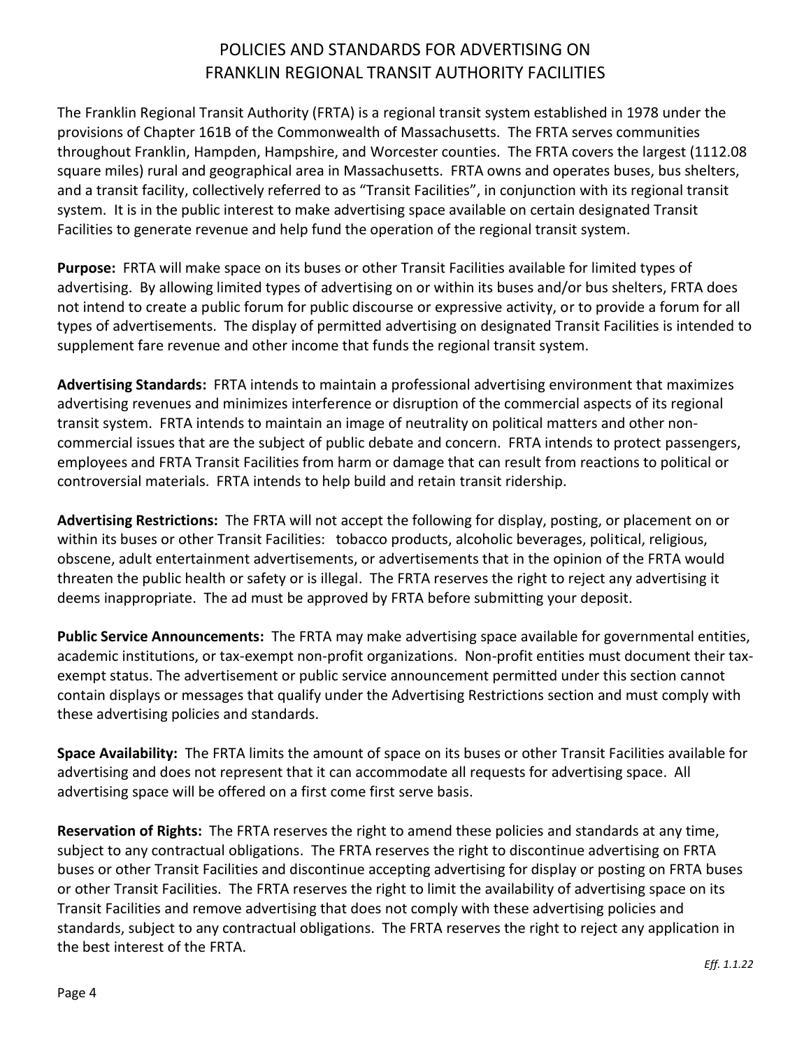# POLICIES AND STANDARDS FOR ADVERTISING ON FRANKLIN REGIONAL TRANSIT AUTHORITY FACILITIES

The Franklin Regional Transit Authority (FRTA) is a regional transit system established in 1978 under the provisions of Chapter 161B of the Commonwealth of Massachusetts. The FRTA serves communities throughout Franklin, Hampden, Hampshire, and Worcester counties. The FRTA covers the largest (1112.08 square miles) rural and geographical area in Massachusetts. FRTA owns and operates buses, bus shelters, and a transit facility, collectively referred to as "Transit Facilities", in conjunction with its regional transit system. It is in the public interest to make advertising space available on certain designated Transit Facilities to generate revenue and help fund the operation of the regional transit system.

**Purpose:** FRTA will make space on its buses or other Transit Facilities available for limited types of advertising. By allowing limited types of advertising on or within its buses and/or bus shelters, FRTA does not intend to create a public forum for public discourse or expressive activity, or to provide a forum for all types of advertisements. The display of permitted advertising on designated Transit Facilities is intended to supplement fare revenue and other income that funds the regional transit system.

**Advertising Standards:** FRTA intends to maintain a professional advertising environment that maximizes advertising revenues and minimizes interference or disruption of the commercial aspects of its regional transit system. FRTA intends to maintain an image of neutrality on political matters and other non-commercial issues that are the subject of public debate and concern. FRTA intends to protect passengers, employees and FRTA Transit Facilities from harm or damage that can result from reactions to political or controversial materials. FRTA intends to help build and retain transit ridership.

**Advertising Restrictions:** The FRTA will not accept the following for display, posting, or placement on or within its buses or other Transit Facilities: tobacco products, alcoholic beverages, political, religious, obscene, adult entertainment advertisements, or advertisements that in the opinion of the FRTA would threaten the public health or safety or is illegal. The FRTA reserves the right to reject any advertising it deems inappropriate. The ad must be approved by FRTA before submitting your deposit.

**Public Service Announcements:** The FRTA may make advertising space available for governmental entities, academic institutions, or tax-exempt non-profit organizations. Non-profit entities must document their tax-exempt status. The advertisement or public service announcement permitted under this section cannot contain displays or messages that qualify under the Advertising Restrictions section and must comply with these advertising policies and standards.

**Space Availability:** The FRTA limits the amount of space on its buses or other Transit Facilities available for advertising and does not represent that it can accommodate all requests for advertising space. All advertising space will be offered on a first come first serve basis.

**Reservation of Rights:** The FRTA reserves the right to amend these policies and standards at any time, subject to any contractual obligations. The FRTA reserves the right to discontinue advertising on FRTA buses or other Transit Facilities and discontinue accepting advertising for display or posting on FRTA buses or other Transit Facilities. The FRTA reserves the right to limit the availability of advertising space on its Transit Facilities and remove advertising that does not comply with these advertising policies and standards, subject to any contractual obligations. The FRTA reserves the right to reject any application in the best interest of the FRTA.

*Eff. 1.1.22*